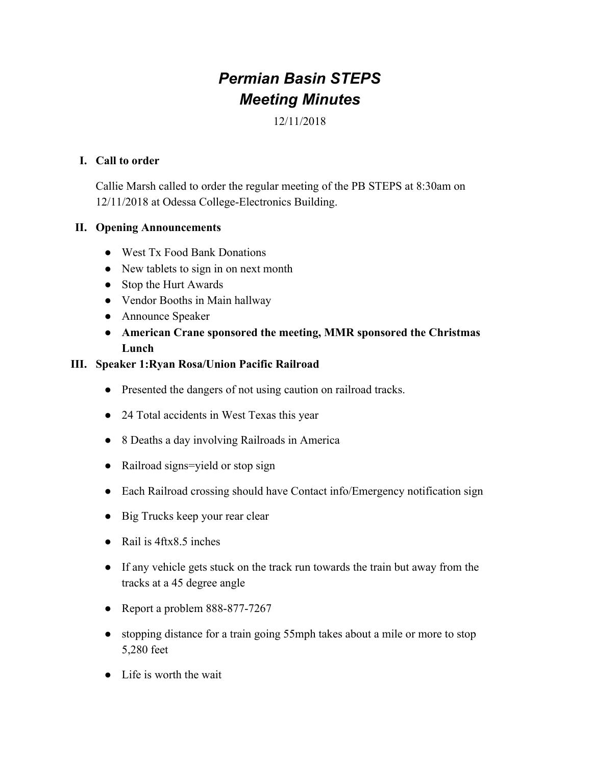# *Permian Basin STEPS*
# *Meeting Minutes*

12/11/2018

## I. Call to order

Callie Marsh called to order the regular meeting of the PB STEPS at 8:30am on 12/11/2018 at Odessa College-Electronics Building.

## II. Opening Announcements

- West Tx Food Bank Donations
- New tablets to sign in on next month
- Stop the Hurt Awards
- Vendor Booths in Main hallway
- Announce Speaker
- **American Crane sponsored the meeting, MMR sponsored the Christmas Lunch**

## III. Speaker 1:Ryan Rosa/Union Pacific Railroad

- Presented the dangers of not using caution on railroad tracks.
- 24 Total accidents in West Texas this year
- 8 Deaths a day involving Railroads in America
- Railroad signs=yield or stop sign
- Each Railroad crossing should have Contact info/Emergency notification sign
- Big Trucks keep your rear clear
- Rail is 4ftx8.5 inches
- If any vehicle gets stuck on the track run towards the train but away from the tracks at a 45 degree angle
- Report a problem 888-877-7267
- stopping distance for a train going 55mph takes about a mile or more to stop 5,280 feet
- Life is worth the wait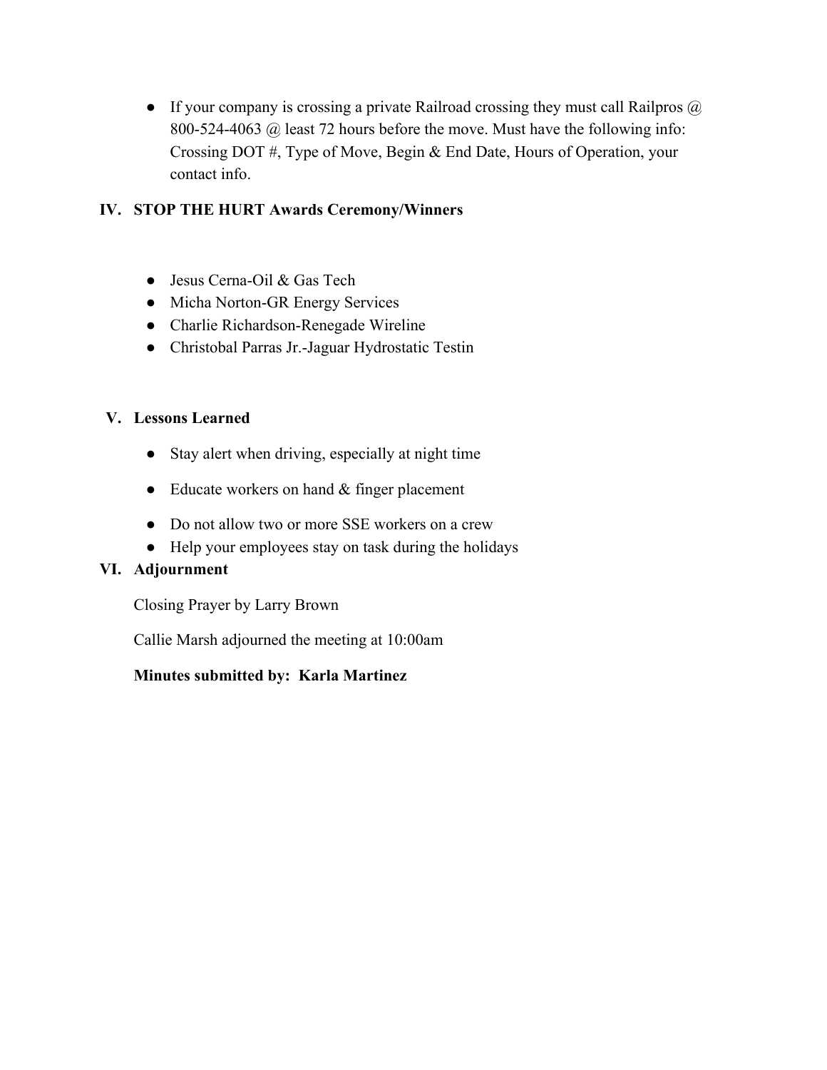- If your company is crossing a private Railroad crossing they must call Railpros @ 800-524-4063 @ least 72 hours before the move. Must have the following info: Crossing DOT #, Type of Move, Begin & End Date, Hours of Operation, your contact info.

## IV. STOP THE HURT Awards Ceremony/Winners

- Jesus Cerna-Oil & Gas Tech
- Micha Norton-GR Energy Services
- Charlie Richardson-Renegade Wireline
- Christobal Parras Jr.-Jaguar Hydrostatic Testin

## V. Lessons Learned

- Stay alert when driving, especially at night time
- Educate workers on hand & finger placement
- Do not allow two or more SSE workers on a crew
- Help your employees stay on task during the holidays

## VI. Adjournment

Closing Prayer by Larry Brown

Callie Marsh adjourned the meeting at 10:00am

**Minutes submitted by: Karla Martinez**